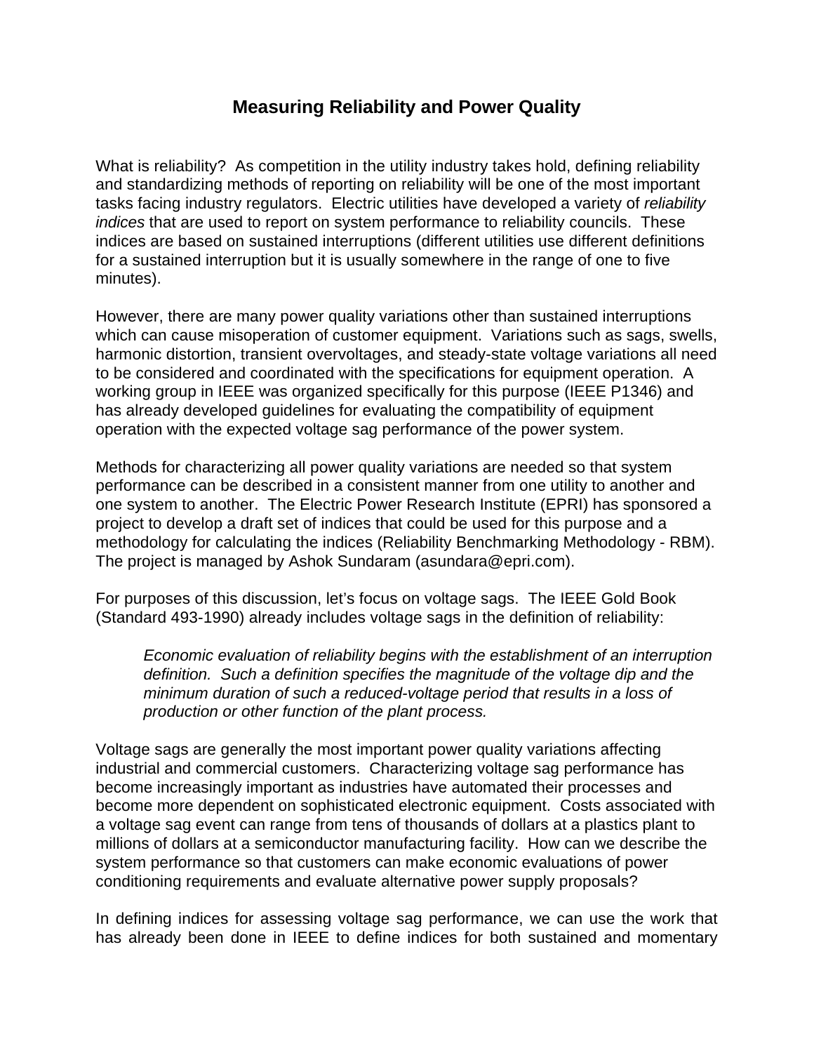# Measuring Reliability and Power Quality

What is reliability? As competition in the utility industry takes hold, defining reliability and standardizing methods of reporting on reliability will be one of the most important tasks facing industry regulators. Electric utilities have developed a variety of *reliability indices* that are used to report on system performance to reliability councils. These indices are based on sustained interruptions (different utilities use different definitions for a sustained interruption but it is usually somewhere in the range of one to five minutes).

However, there are many power quality variations other than sustained interruptions which can cause misoperation of customer equipment. Variations such as sags, swells, harmonic distortion, transient overvoltages, and steady-state voltage variations all need to be considered and coordinated with the specifications for equipment operation. A working group in IEEE was organized specifically for this purpose (IEEE P1346) and has already developed guidelines for evaluating the compatibility of equipment operation with the expected voltage sag performance of the power system.

Methods for characterizing all power quality variations are needed so that system performance can be described in a consistent manner from one utility to another and one system to another. The Electric Power Research Institute (EPRI) has sponsored a project to develop a draft set of indices that could be used for this purpose and a methodology for calculating the indices (Reliability Benchmarking Methodology - RBM). The project is managed by Ashok Sundaram (asundara@epri.com).

For purposes of this discussion, let's focus on voltage sags. The IEEE Gold Book (Standard 493-1990) already includes voltage sags in the definition of reliability:

> *Economic evaluation of reliability begins with the establishment of an interruption definition. Such a definition specifies the magnitude of the voltage dip and the minimum duration of such a reduced-voltage period that results in a loss of production or other function of the plant process.*

Voltage sags are generally the most important power quality variations affecting industrial and commercial customers. Characterizing voltage sag performance has become increasingly important as industries have automated their processes and become more dependent on sophisticated electronic equipment. Costs associated with a voltage sag event can range from tens of thousands of dollars at a plastics plant to millions of dollars at a semiconductor manufacturing facility. How can we describe the system performance so that customers can make economic evaluations of power conditioning requirements and evaluate alternative power supply proposals?

In defining indices for assessing voltage sag performance, we can use the work that has already been done in IEEE to define indices for both sustained and momentary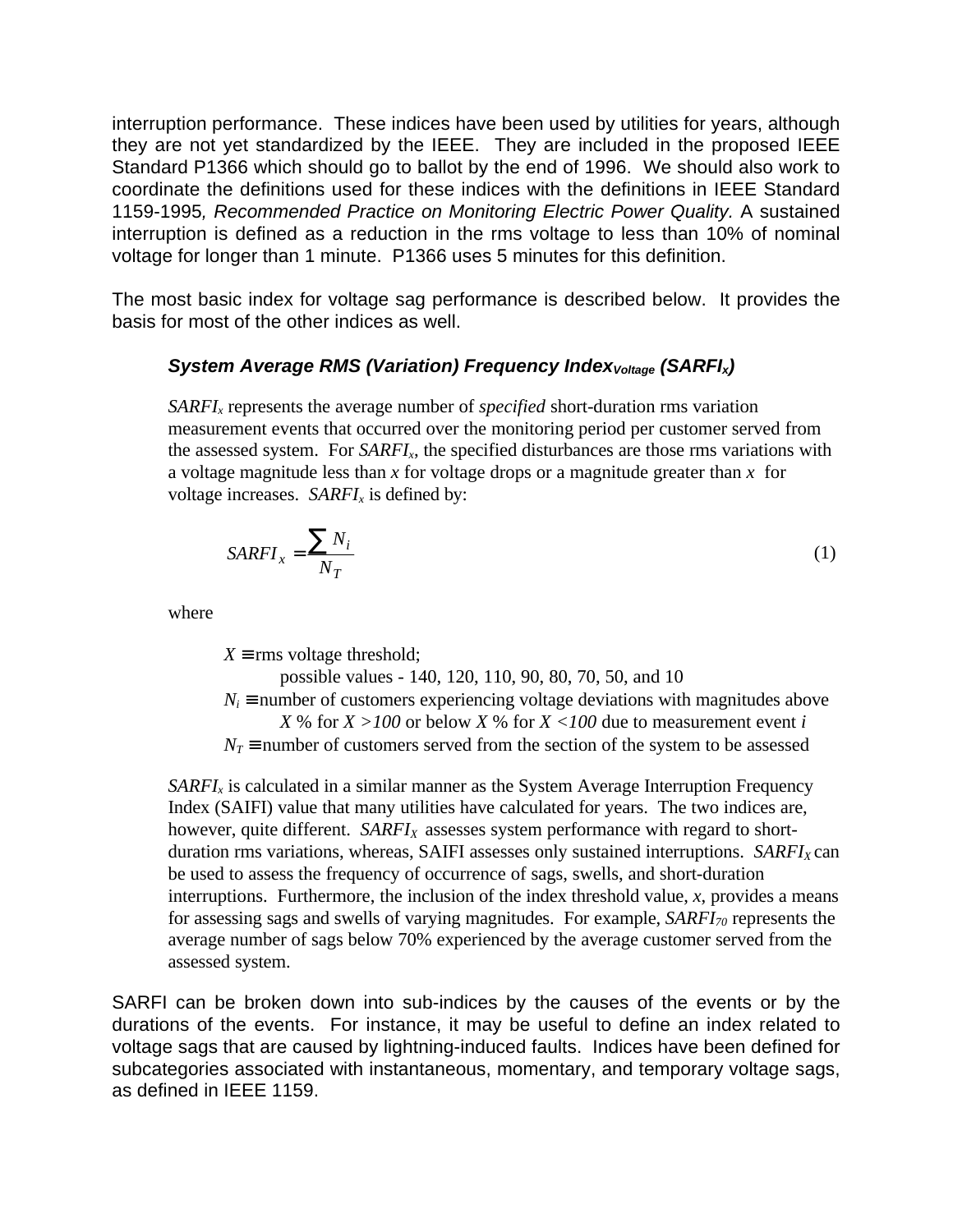interruption performance. These indices have been used by utilities for years, although they are not yet standardized by the IEEE. They are included in the proposed IEEE Standard P1366 which should go to ballot by the end of 1996. We should also work to coordinate the definitions used for these indices with the definitions in IEEE Standard 1159-1995*, Recommended Practice on Monitoring Electric Power Quality.* A sustained interruption is defined as a reduction in the rms voltage to less than 10% of nominal voltage for longer than 1 minute. P1366 uses 5 minutes for this definition.

The most basic index for voltage sag performance is described below. It provides the basis for most of the other indices as well.

### System Average RMS (Variation) Frequency Index$_{Voltage}$ ($SARFI_x$)

$SARFI_x$ represents the average number of *specified* short-duration rms variation measurement events that occurred over the monitoring period per customer served from the assessed system. For $SARFI_x$, the specified disturbances are those rms variations with a voltage magnitude less than $x$ for voltage drops or a magnitude greater than $x$ for voltage increases. $SARFI_x$ is defined by:

$$SARFI_x = \frac{\sum N_i}{N_T} \tag{1}$$

where

$X \equiv$ rms voltage threshold;
possible values - 140, 120, 110, 90, 80, 70, 50, and 10
$N_i \equiv$ number of customers experiencing voltage deviations with magnitudes above $X$ % for $X > 100$ or below $X$ % for $X < 100$ due to measurement event $i$
$N_T \equiv$ number of customers served from the section of the system to be assessed

$SARFI_x$ is calculated in a similar manner as the System Average Interruption Frequency Index (SAIFI) value that many utilities have calculated for years. The two indices are, however, quite different. $SARFI_X$ assesses system performance with regard to short-duration rms variations, whereas, SAIFI assesses only sustained interruptions. $SARFI_X$ can be used to assess the frequency of occurrence of sags, swells, and short-duration interruptions. Furthermore, the inclusion of the index threshold value, $x$, provides a means for assessing sags and swells of varying magnitudes. For example, $SARFI_{70}$ represents the average number of sags below 70% experienced by the average customer served from the assessed system.

SARFI can be broken down into sub-indices by the causes of the events or by the durations of the events. For instance, it may be useful to define an index related to voltage sags that are caused by lightning-induced faults. Indices have been defined for subcategories associated with instantaneous, momentary, and temporary voltage sags, as defined in IEEE 1159.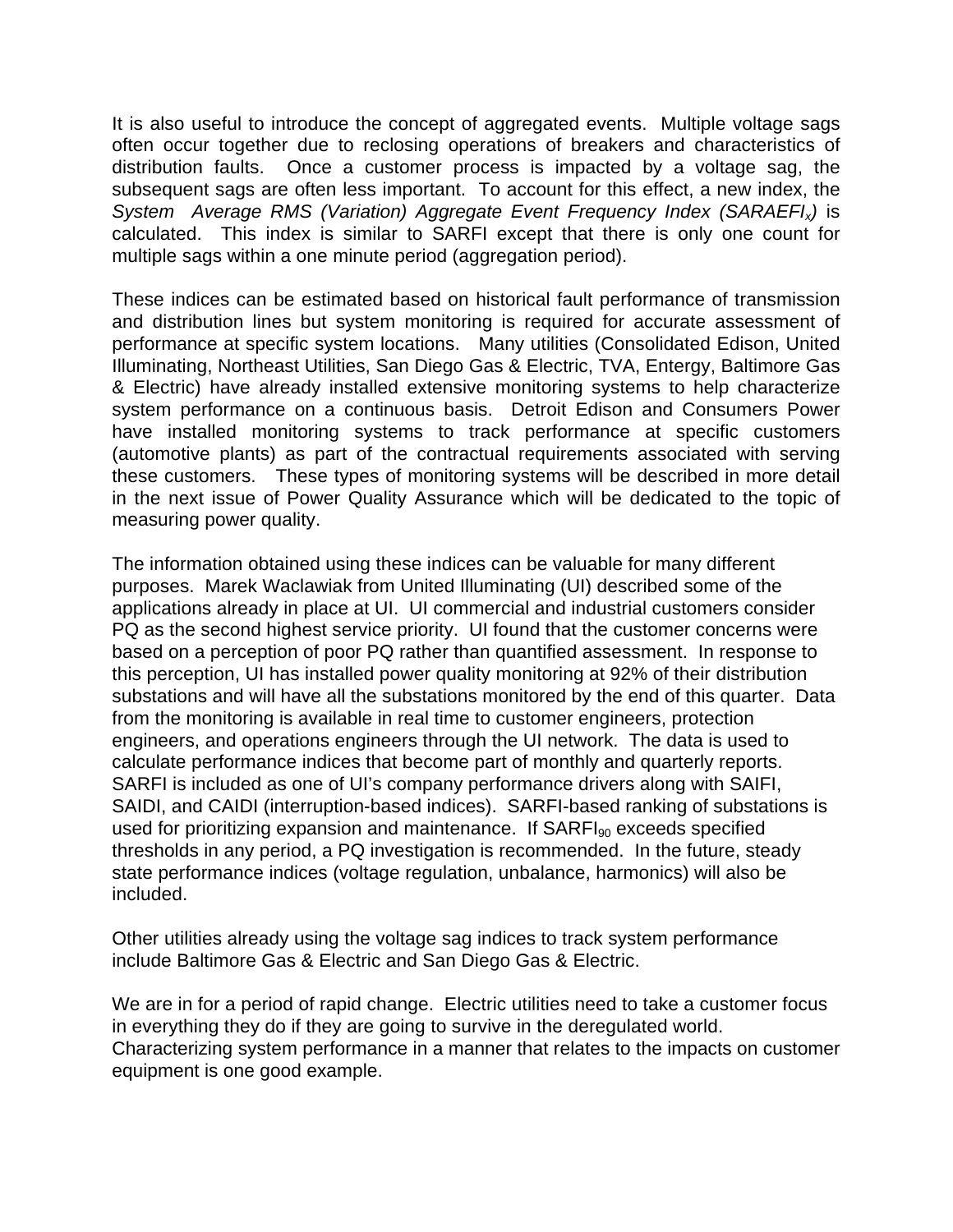It is also useful to introduce the concept of aggregated events. Multiple voltage sags often occur together due to reclosing operations of breakers and characteristics of distribution faults. Once a customer process is impacted by a voltage sag, the subsequent sags are often less important. To account for this effect, a new index, the *System Average RMS (Variation) Aggregate Event Frequency Index (SARAEFI$_x$)* is calculated. This index is similar to SARFI except that there is only one count for multiple sags within a one minute period (aggregation period).

These indices can be estimated based on historical fault performance of transmission and distribution lines but system monitoring is required for accurate assessment of performance at specific system locations. Many utilities (Consolidated Edison, United Illuminating, Northeast Utilities, San Diego Gas & Electric, TVA, Entergy, Baltimore Gas & Electric) have already installed extensive monitoring systems to help characterize system performance on a continuous basis. Detroit Edison and Consumers Power have installed monitoring systems to track performance at specific customers (automotive plants) as part of the contractual requirements associated with serving these customers. These types of monitoring systems will be described in more detail in the next issue of Power Quality Assurance which will be dedicated to the topic of measuring power quality.

The information obtained using these indices can be valuable for many different purposes. Marek Waclawiak from United Illuminating (UI) described some of the applications already in place at UI. UI commercial and industrial customers consider PQ as the second highest service priority. UI found that the customer concerns were based on a perception of poor PQ rather than quantified assessment. In response to this perception, UI has installed power quality monitoring at 92% of their distribution substations and will have all the substations monitored by the end of this quarter. Data from the monitoring is available in real time to customer engineers, protection engineers, and operations engineers through the UI network. The data is used to calculate performance indices that become part of monthly and quarterly reports. SARFI is included as one of UI's company performance drivers along with SAIFI, SAIDI, and CAIDI (interruption-based indices). SARFI-based ranking of substations is used for prioritizing expansion and maintenance. If SARFI$_{90}$ exceeds specified thresholds in any period, a PQ investigation is recommended. In the future, steady state performance indices (voltage regulation, unbalance, harmonics) will also be included.

Other utilities already using the voltage sag indices to track system performance include Baltimore Gas & Electric and San Diego Gas & Electric.

We are in for a period of rapid change. Electric utilities need to take a customer focus in everything they do if they are going to survive in the deregulated world. Characterizing system performance in a manner that relates to the impacts on customer equipment is one good example.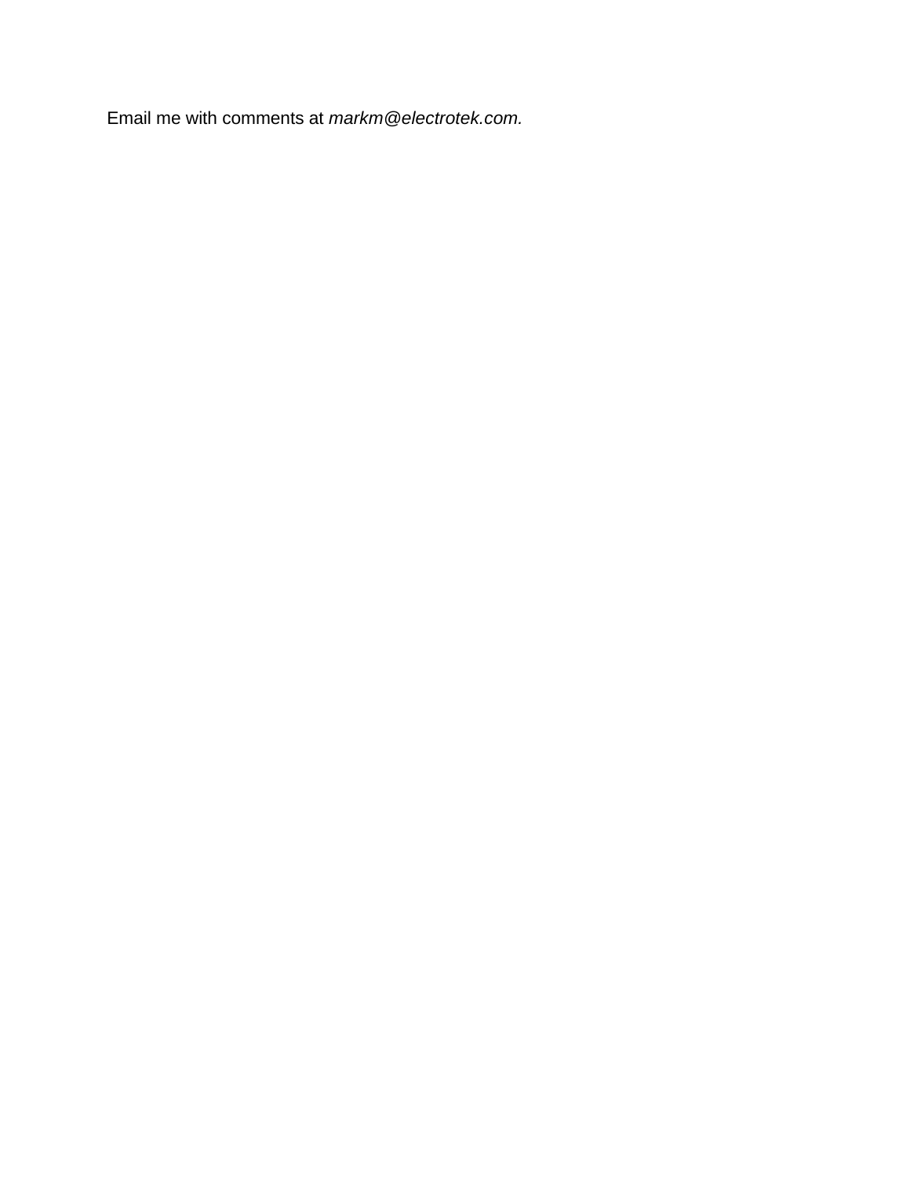Email me with comments at *markm@electrotek.com.*